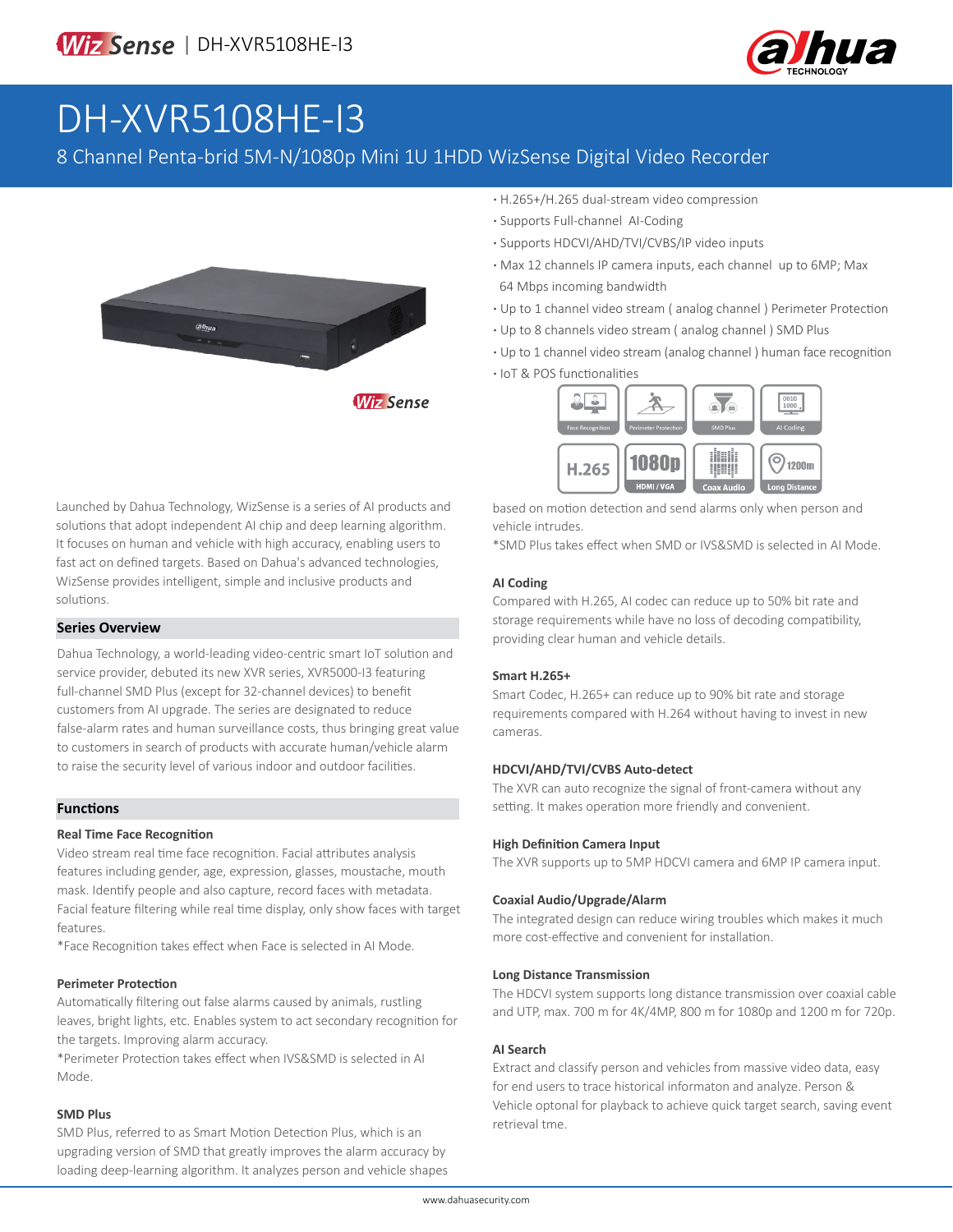# DH-XVR5108HE-I3

8 Channel Penta-brid 5M-N/1080p Mini 1U 1HDD WizSense Digital Video Recorder

- H.265+/H.265 dual-stream video compression
- Supports Full-channel AI-Coding
- Supports HDCVI/AHD/TVI/CVBS/IP video inputs
- Max 12 channels IP camera inputs, each channel up to 6MP; Max 64 Mbps incoming bandwidth
- Up to 1 channel video stream ( analog channel ) Perimeter Protection
- Up to 8 channels video stream ( analog channel ) SMD Plus
- Up to 1 channel video stream (analog channel ) human face recognition
- IoT & POS functionalities

Launched by Dahua Technology, WizSense is a series of AI products and solutions that adopt independent AI chip and deep learning algorithm. It focuses on human and vehicle with high accuracy, enabling users to fast act on defined targets. Based on Dahua's advanced technologies, WizSense provides intelligent, simple and inclusive products and solutions.

## Series Overview

Dahua Technology, a world-leading video-centric smart IoT solution and service provider, debuted its new XVR series, XVR5000-I3 featuring full-channel SMD Plus (except for 32-channel devices) to benefit customers from AI upgrade. The series are designated to reduce false-alarm rates and human surveillance costs, thus bringing great value to customers in search of products with accurate human/vehicle alarm to raise the security level of various indoor and outdoor facilities.

## Functions

### Real Time Face Recognition

Video stream real time face recognition. Facial attributes analysis features including gender, age, expression, glasses, moustache, mouth mask. Identify people and also capture, record faces with metadata. Facial feature filtering while real time display, only show faces with target features.

*Face Recognition takes effect when Face is selected in AI Mode.

### Perimeter Protection

Automatically filtering out false alarms caused by animals, rustling leaves, bright lights, etc. Enables system to act secondary recognition for the targets. Improving alarm accuracy.

*Perimeter Protection takes effect when IVS&SMD is selected in AI Mode.

### SMD Plus

SMD Plus, referred to as Smart Motion Detection Plus, which is an upgrading version of SMD that greatly improves the alarm accuracy by loading deep-learning algorithm. It analyzes person and vehicle shapes based on motion detection and send alarms only when person and vehicle intrudes.

*SMD Plus takes effect when SMD or IVS&SMD is selected in AI Mode.

### AI Coding

Compared with H.265, AI codec can reduce up to 50% bit rate and storage requirements while have no loss of decoding compatibility, providing clear human and vehicle details.

### Smart H.265+

Smart Codec, H.265+ can reduce up to 90% bit rate and storage requirements compared with H.264 without having to invest in new cameras.

### HDCVI/AHD/TVI/CVBS Auto-detect

The XVR can auto recognize the signal of front-camera without any setting. It makes operation more friendly and convenient.

### High Definition Camera Input

The XVR supports up to 5MP HDCVI camera and 6MP IP camera input.

### Coaxial Audio/Upgrade/Alarm

The integrated design can reduce wiring troubles which makes it much more cost-effective and convenient for installation.

### Long Distance Transmission

The HDCVI system supports long distance transmission over coaxial cable and UTP, max. 700 m for 4K/4MP, 800 m for 1080p and 1200 m for 720p.

### AI Search

Extract and classify person and vehicles from massive video data, easy for end users to trace historical informaton and analyze. Person & Vehicle optonal for playback to achieve quick target search, saving event retrieval tme.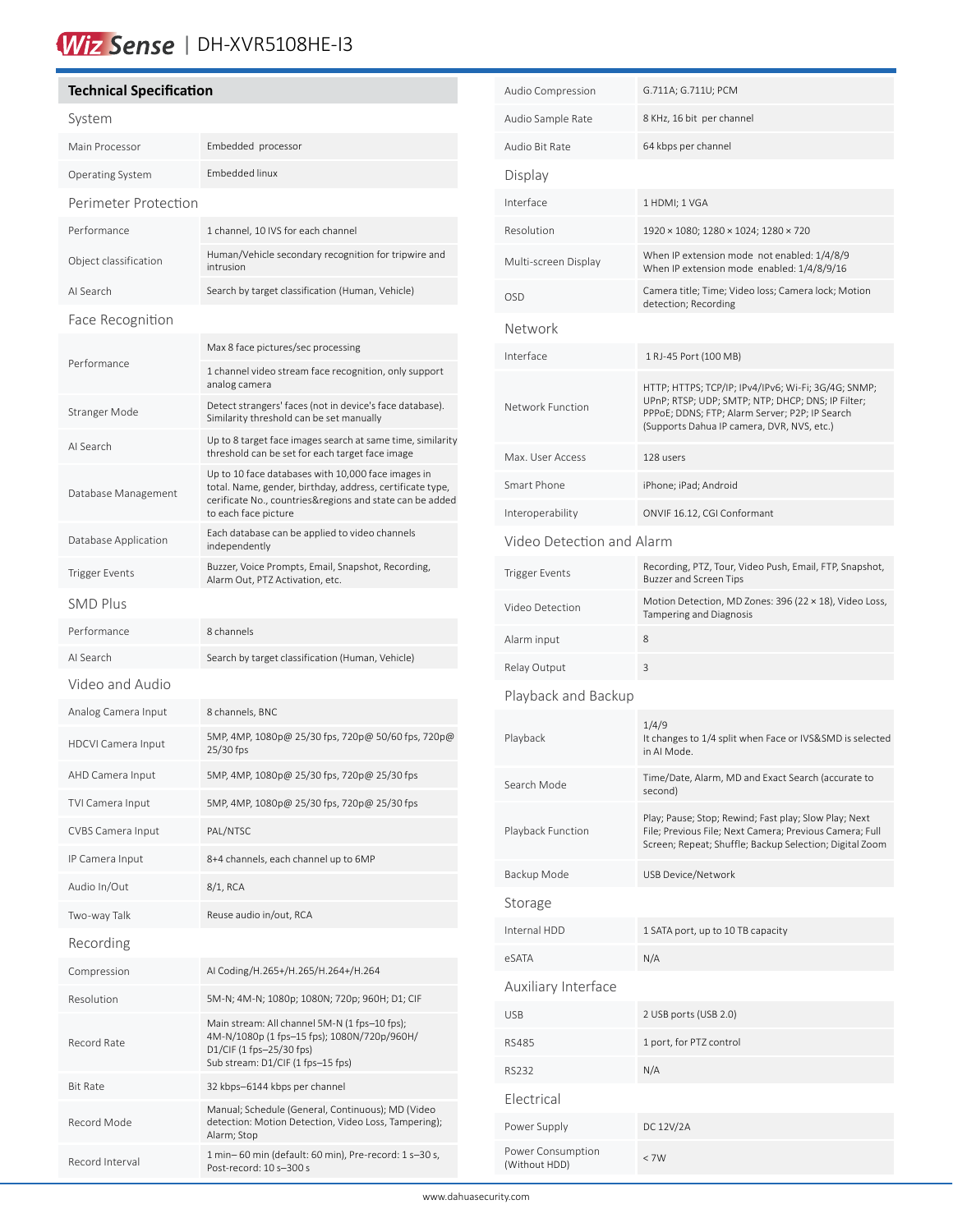WizSense | DH-XVR5108HE-I3

## Technical Specification

### System

| | |
|---|---|
| Main Processor | Embedded processor |
| Operating System | Embedded linux |

### Perimeter Protection

| | |
|---|---|
| Performance | 1 channel, 10 IVS for each channel |
| Object classification | Human/Vehicle secondary recognition for tripwire and intrusion |
| AI Search | Search by target classification (Human, Vehicle) |

### Face Recognition

| | |
|---|---|
| Performance | Max 8 face pictures/sec processing<br>1 channel video stream face recognition, only support analog camera |
| Stranger Mode | Detect strangers' faces (not in device's face database). Similarity threshold can be set manually |
| AI Search | Up to 8 target face images search at same time, similarity threshold can be set for each target face image |
| Database Management | Up to 10 face databases with 10,000 face images in total. Name, gender, birthday, address, certificate type, cerificate No., countries&regions and state can be added to each face picture |
| Database Application | Each database can be applied to video channels independently |
| Trigger Events | Buzzer, Voice Prompts, Email, Snapshot, Recording, Alarm Out, PTZ Activation, etc. |

### SMD Plus

| | |
|---|---|
| Performance | 8 channels |
| AI Search | Search by target classification (Human, Vehicle) |

### Video and Audio

| | |
|---|---|
| Analog Camera Input | 8 channels, BNC |
| HDCVI Camera Input | 5MP, 4MP, 1080p@ 25/30 fps, 720p@ 50/60 fps, 720p@ 25/30 fps |
| AHD Camera Input | 5MP, 4MP, 1080p@ 25/30 fps, 720p@ 25/30 fps |
| TVI Camera Input | 5MP, 4MP, 1080p@ 25/30 fps, 720p@ 25/30 fps |
| CVBS Camera Input | PAL/NTSC |
| IP Camera Input | 8+4 channels, each channel up to 6MP |
| Audio In/Out | 8/1, RCA |
| Two-way Talk | Reuse audio in/out, RCA |

### Recording

| | |
|---|---|
| Compression | AI Coding/H.265+/H.265/H.264+/H.264 |
| Resolution | 5M-N; 4M-N; 1080p; 1080N; 720p; 960H; D1; CIF |
| Record Rate | Main stream: All channel 5M-N (1 fps–10 fps); 4M-N/1080p (1 fps–15 fps); 1080N/720p/960H/ D1/CIF (1 fps–25/30 fps)<br>Sub stream: D1/CIF (1 fps–15 fps) |
| Bit Rate | 32 kbps–6144 kbps per channel |
| Record Mode | Manual; Schedule (General, Continuous); MD (Video detection: Motion Detection, Video Loss, Tampering); Alarm; Stop |
| Record Interval | 1 min– 60 min (default: 60 min), Pre-record: 1 s–30 s, Post-record: 10 s–300 s |
| Audio Compression | G.711A; G.711U; PCM |
| Audio Sample Rate | 8 KHz, 16 bit per channel |
| Audio Bit Rate | 64 kbps per channel |

### Display

| | |
|---|---|
| Interface | 1 HDMI; 1 VGA |
| Resolution | 1920 × 1080; 1280 × 1024; 1280 × 720 |
| Multi-screen Display | When IP extension mode not enabled: 1/4/8/9<br>When IP extension mode enabled: 1/4/8/9/16 |
| OSD | Camera title; Time; Video loss; Camera lock; Motion detection; Recording |

### Network

| | |
|---|---|
| Interface | 1 RJ-45 Port (100 MB) |
| Network Function | HTTP; HTTPS; TCP/IP; IPv4/IPv6; Wi-Fi; 3G/4G; SNMP; UPnP; RTSP; UDP; SMTP; NTP; DHCP; DNS; IP Filter; PPPoE; DDNS; FTP; Alarm Server; P2P; IP Search (Supports Dahua IP camera, DVR, NVS, etc.) |
| Max. User Access | 128 users |
| Smart Phone | iPhone; iPad; Android |
| Interoperability | ONVIF 16.12, CGI Conformant |

### Video Detection and Alarm

| | |
|---|---|
| Trigger Events | Recording, PTZ, Tour, Video Push, Email, FTP, Snapshot, Buzzer and Screen Tips |
| Video Detection | Motion Detection, MD Zones: 396 (22 × 18), Video Loss, Tampering and Diagnosis |
| Alarm input | 8 |
| Relay Output | 3 |

### Playback and Backup

| | |
|---|---|
| Playback | 1/4/9<br>It changes to 1/4 split when Face or IVS&SMD is selected in AI Mode. |
| Search Mode | Time/Date, Alarm, MD and Exact Search (accurate to second) |
| Playback Function | Play; Pause; Stop; Rewind; Fast play; Slow Play; Next File; Previous File; Next Camera; Previous Camera; Full Screen; Repeat; Shuffle; Backup Selection; Digital Zoom |
| Backup Mode | USB Device/Network |

### Storage

| | |
|---|---|
| Internal HDD | 1 SATA port, up to 10 TB capacity |
| eSATA | N/A |

### Auxiliary Interface

| | |
|---|---|
| USB | 2 USB ports (USB 2.0) |
| RS485 | 1 port, for PTZ control |
| RS232 | N/A |

### Electrical

| | |
|---|---|
| Power Supply | DC 12V/2A |
| Power Consumption (Without HDD) | < 7W |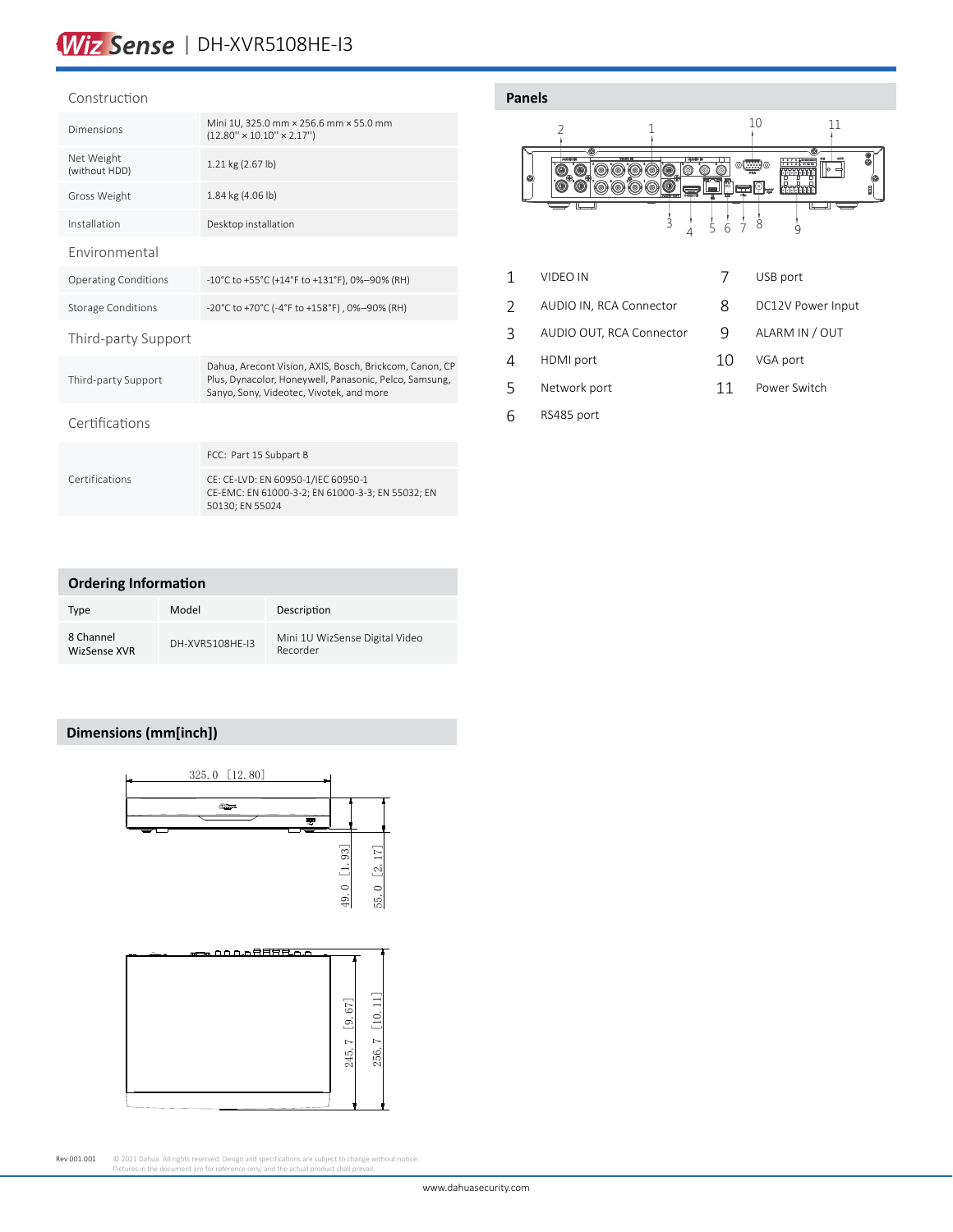## Construction

| | |
|---|---|
| Dimensions | Mini 1U, 325.0 mm × 256.6 mm × 55.0 mm (12.80" × 10.10" × 2.17") |
| Net Weight (without HDD) | 1.21 kg (2.67 lb) |
| Gross Weight | 1.84 kg (4.06 lb) |
| Installation | Desktop installation |

## Environmental

| | |
|---|---|
| Operating Conditions | -10°C to +55°C (+14°F to +131°F), 0%–90% (RH) |
| Storage Conditions | -20°C to +70°C (-4°F to +158°F) , 0%–90% (RH) |

## Third-party Support

| | |
|---|---|
| Third-party Support | Dahua, Arecont Vision, AXIS, Bosch, Brickcom, Canon, CP Plus, Dynacolor, Honeywell, Panasonic, Pelco, Samsung, Sanyo, Sony, Videotec, Vivotek, and more |

## Certifications

| | |
|---|---|
| Certifications | FCC: Part 15 Subpart B |
| | CE: CE-LVD: EN 60950-1/IEC 60950-1<br>CE-EMC: EN 61000-3-2; EN 61000-3-3; EN 55032; EN 50130; EN 55024 |

## Panels

| | | | |
|---|---|---|---|
| 1 | VIDEO IN | 7 | USB port |
| 2 | AUDIO IN, RCA Connector | 8 | DC12V Power Input |
| 3 | AUDIO OUT, RCA Connector | 9 | ALARM IN / OUT |
| 4 | HDMI port | 10 | VGA port |
| 5 | Network port | 11 | Power Switch |
| 6 | RS485 port | | |

## Ordering Information

| Type | Model | Description |
|---|---|---|
| 8 Channel WizSense XVR | DH-XVR5108HE-I3 | Mini 1U WizSense Digital Video Recorder |

## Dimensions (mm[inch])

325.0 [12.80]

49.0 [1.93]

55.0 [2.17]

245.7 [9.67]

256.7 [10.11]

Rev 001.001 © 2021 Dahua. All rights reserved. Design and specifications are subject to change without notice.
Pictures in the document are for reference only, and the actual product shall prevail.

www.dahuasecurity.com